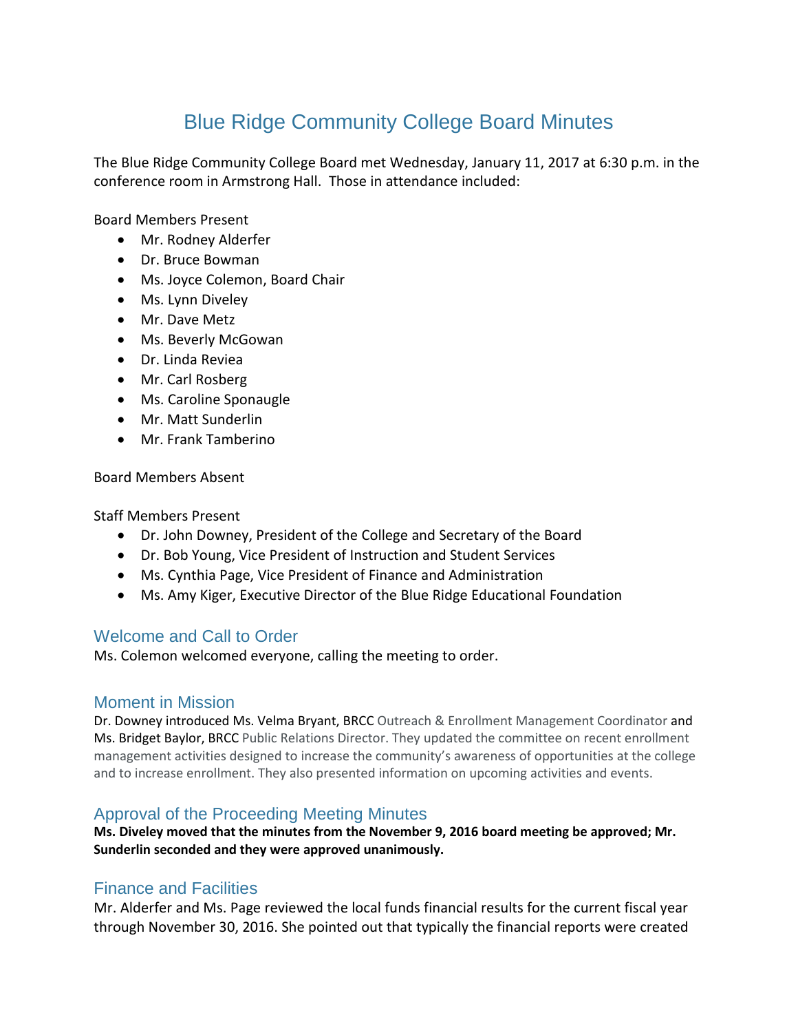# Blue Ridge Community College Board Minutes

The Blue Ridge Community College Board met Wednesday, January 11, 2017 at 6:30 p.m. in the conference room in Armstrong Hall. Those in attendance included:

Board Members Present

- Mr. Rodney Alderfer
- Dr. Bruce Bowman
- Ms. Joyce Colemon, Board Chair
- Ms. Lynn Diveley
- Mr. Dave Metz
- Ms. Beverly McGowan
- Dr. Linda Reviea
- Mr. Carl Rosberg
- Ms. Caroline Sponaugle
- Mr. Matt Sunderlin
- Mr. Frank Tamberino

Board Members Absent

Staff Members Present

- Dr. John Downey, President of the College and Secretary of the Board
- Dr. Bob Young, Vice President of Instruction and Student Services
- Ms. Cynthia Page, Vice President of Finance and Administration
- Ms. Amy Kiger, Executive Director of the Blue Ridge Educational Foundation

## Welcome and Call to Order

Ms. Colemon welcomed everyone, calling the meeting to order.

## Moment in Mission

Dr. Downey introduced Ms. Velma Bryant, BRCC Outreach & Enrollment Management Coordinator and Ms. Bridget Baylor, BRCC Public Relations Director. They updated the committee on recent enrollment management activities designed to increase the community's awareness of opportunities at the college and to increase enrollment. They also presented information on upcoming activities and events.

## Approval of the Proceeding Meeting Minutes

**Ms. Diveley moved that the minutes from the November 9, 2016 board meeting be approved; Mr. Sunderlin seconded and they were approved unanimously.**

## Finance and Facilities

Mr. Alderfer and Ms. Page reviewed the local funds financial results for the current fiscal year through November 30, 2016. She pointed out that typically the financial reports were created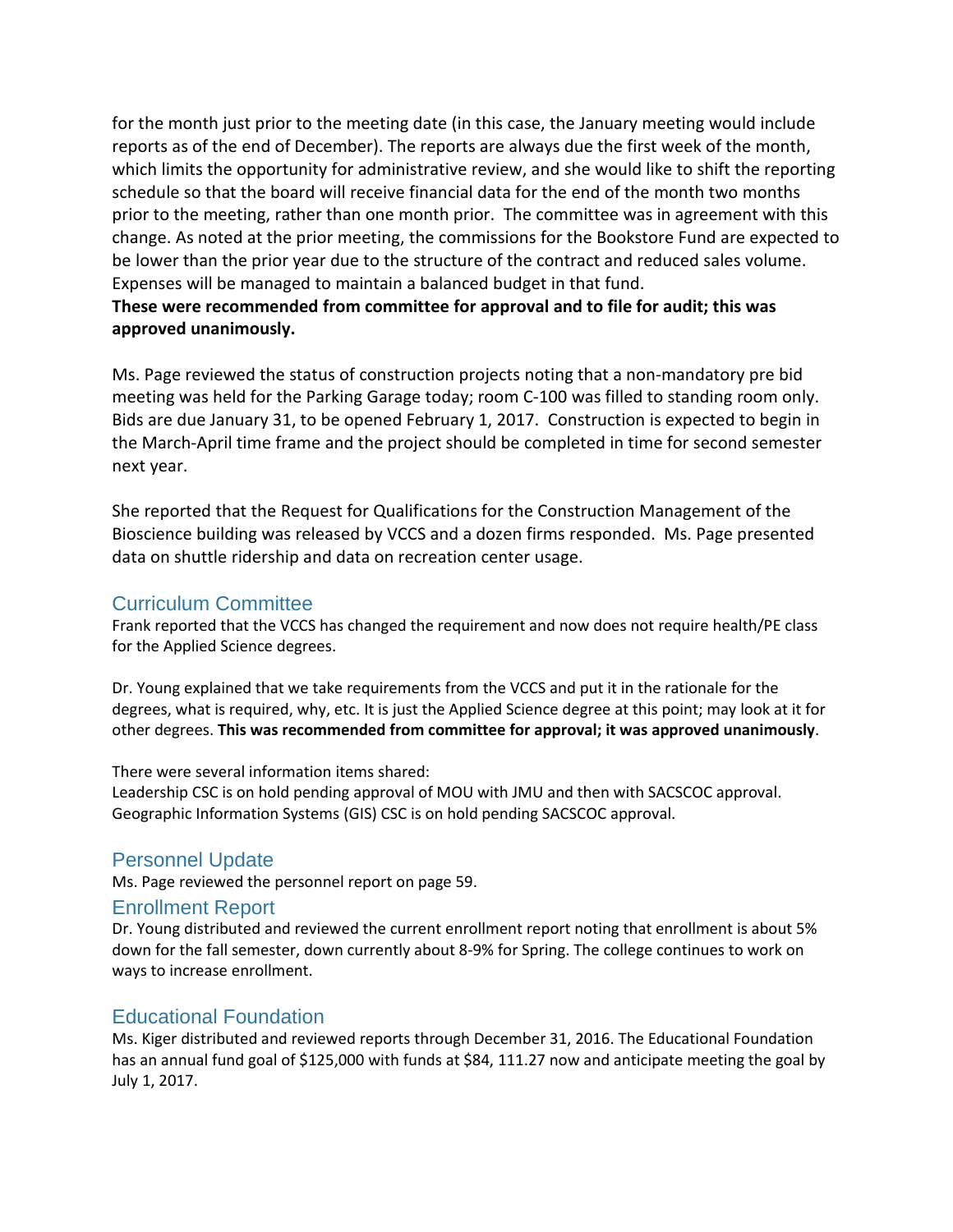for the month just prior to the meeting date (in this case, the January meeting would include reports as of the end of December). The reports are always due the first week of the month, which limits the opportunity for administrative review, and she would like to shift the reporting schedule so that the board will receive financial data for the end of the month two months prior to the meeting, rather than one month prior. The committee was in agreement with this change. As noted at the prior meeting, the commissions for the Bookstore Fund are expected to be lower than the prior year due to the structure of the contract and reduced sales volume. Expenses will be managed to maintain a balanced budget in that fund.
**These were recommended from committee for approval and to file for audit; this was approved unanimously.**

Ms. Page reviewed the status of construction projects noting that a non-mandatory pre bid meeting was held for the Parking Garage today; room C-100 was filled to standing room only. Bids are due January 31, to be opened February 1, 2017. Construction is expected to begin in the March-April time frame and the project should be completed in time for second semester next year.

She reported that the Request for Qualifications for the Construction Management of the Bioscience building was released by VCCS and a dozen firms responded. Ms. Page presented data on shuttle ridership and data on recreation center usage.

## Curriculum Committee

Frank reported that the VCCS has changed the requirement and now does not require health/PE class for the Applied Science degrees.

Dr. Young explained that we take requirements from the VCCS and put it in the rationale for the degrees, what is required, why, etc. It is just the Applied Science degree at this point; may look at it for other degrees. **This was recommended from committee for approval; it was approved unanimously**.

There were several information items shared:
Leadership CSC is on hold pending approval of MOU with JMU and then with SACSCOC approval.
Geographic Information Systems (GIS) CSC is on hold pending SACSCOC approval.

## Personnel Update

Ms. Page reviewed the personnel report on page 59.

## Enrollment Report

Dr. Young distributed and reviewed the current enrollment report noting that enrollment is about 5% down for the fall semester, down currently about 8-9% for Spring. The college continues to work on ways to increase enrollment.

## Educational Foundation

Ms. Kiger distributed and reviewed reports through December 31, 2016. The Educational Foundation has an annual fund goal of $125,000 with funds at $84, 111.27 now and anticipate meeting the goal by July 1, 2017.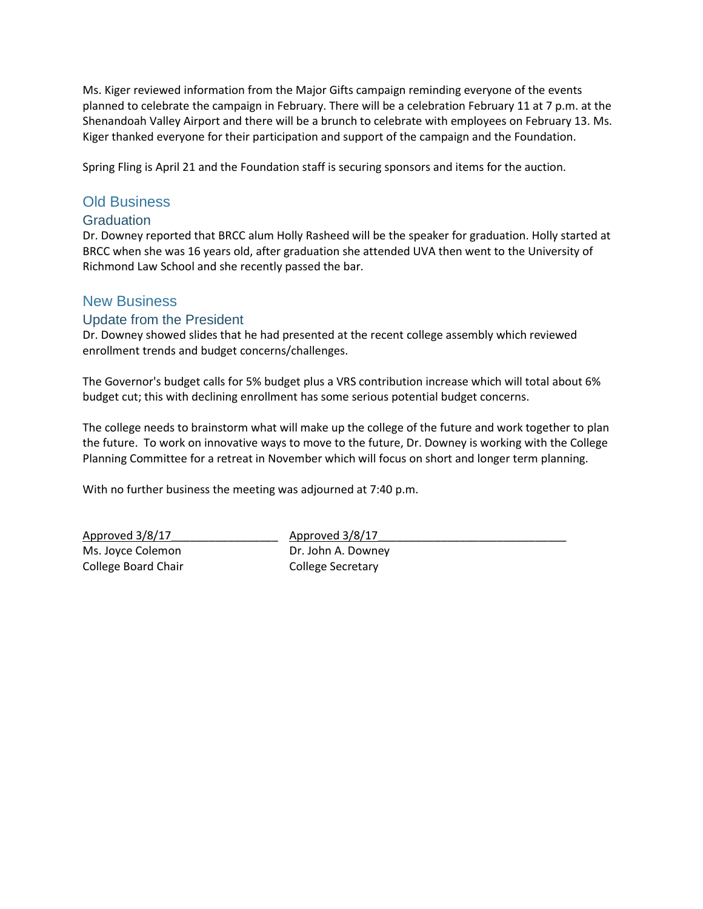Ms. Kiger reviewed information from the Major Gifts campaign reminding everyone of the events planned to celebrate the campaign in February. There will be a celebration February 11 at 7 p.m. at the Shenandoah Valley Airport and there will be a brunch to celebrate with employees on February 13. Ms. Kiger thanked everyone for their participation and support of the campaign and the Foundation.

Spring Fling is April 21 and the Foundation staff is securing sponsors and items for the auction.

## Old Business

### Graduation

Dr. Downey reported that BRCC alum Holly Rasheed will be the speaker for graduation. Holly started at BRCC when she was 16 years old, after graduation she attended UVA then went to the University of Richmond Law School and she recently passed the bar.

## New Business

### Update from the President

Dr. Downey showed slides that he had presented at the recent college assembly which reviewed enrollment trends and budget concerns/challenges.

The Governor's budget calls for 5% budget plus a VRS contribution increase which will total about 6% budget cut; this with declining enrollment has some serious potential budget concerns.

The college needs to brainstorm what will make up the college of the future and work together to plan the future. To work on innovative ways to move to the future, Dr. Downey is working with the College Planning Committee for a retreat in November which will focus on short and longer term planning.

With no further business the meeting was adjourned at 7:40 p.m.

| | |
|---|---|
| Approved 3/8/17_________________ | Approved 3/8/17______________________________ |
| Ms. Joyce Colemon | Dr. John A. Downey |
| College Board Chair | College Secretary |